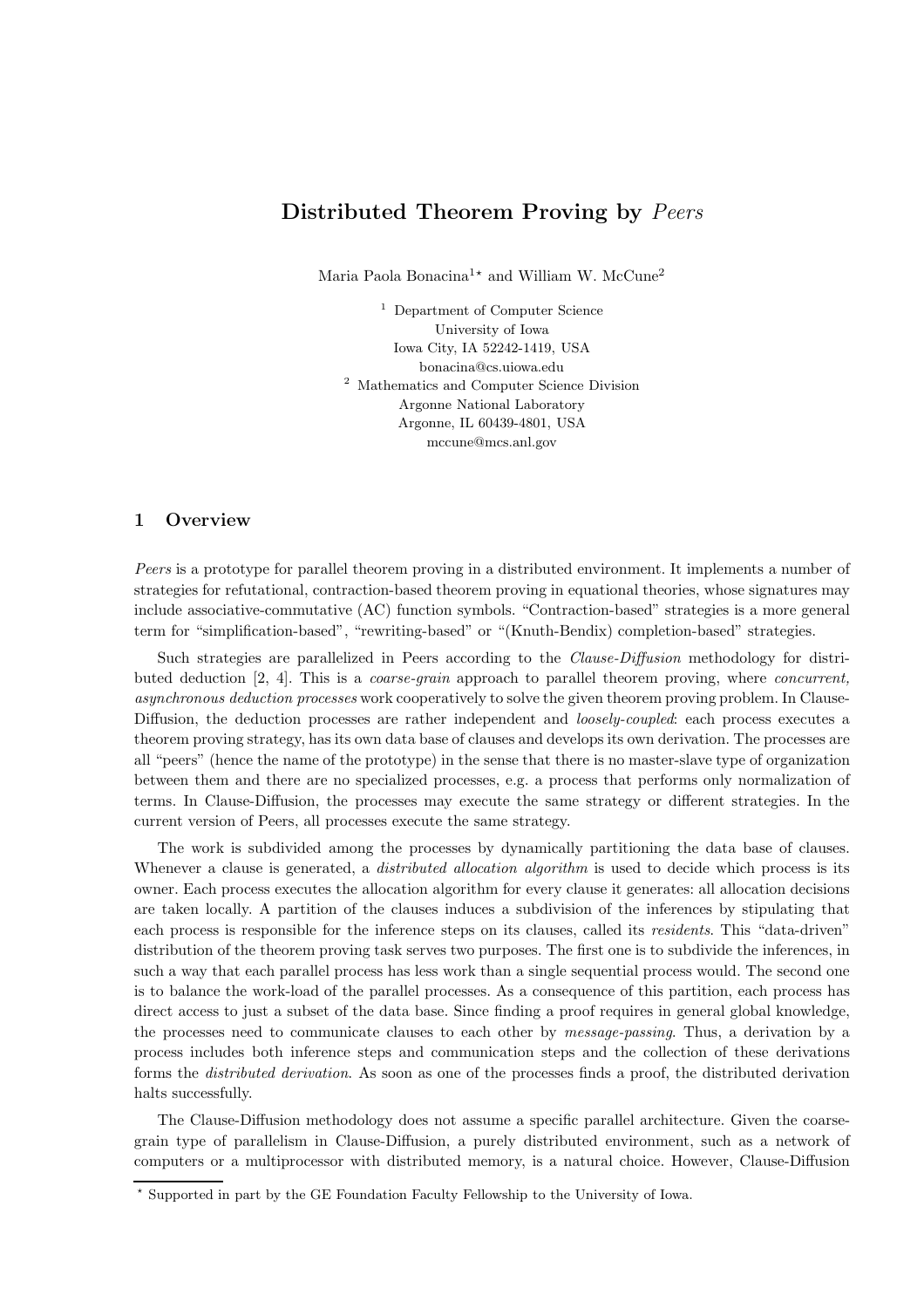# Distributed Theorem Proving by *Peers*

Maria Paola Bonacina[1]* and William W. McCune[2]

[1] Department of Computer Science
University of Iowa
Iowa City, IA 52242-1419, USA
bonacina@cs.uiowa.edu

[2] Mathematics and Computer Science Division
Argonne National Laboratory
Argonne, IL 60439-4801, USA
mccune@mcs.anl.gov

## 1 Overview

*Peers* is a prototype for parallel theorem proving in a distributed environment. It implements a number of strategies for refutational, contraction-based theorem proving in equational theories, whose signatures may include associative-commutative (AC) function symbols. "Contraction-based" strategies is a more general term for "simplification-based", "rewriting-based" or "(Knuth-Bendix) completion-based" strategies.

Such strategies are parallelized in Peers according to the *Clause-Diffusion* methodology for distributed deduction [2, 4]. This is a *coarse-grain* approach to parallel theorem proving, where *concurrent, asynchronous deduction processes* work cooperatively to solve the given theorem proving problem. In Clause-Diffusion, the deduction processes are rather independent and *loosely-coupled*: each process executes a theorem proving strategy, has its own data base of clauses and develops its own derivation. The processes are all "peers" (hence the name of the prototype) in the sense that there is no master-slave type of organization between them and there are no specialized processes, e.g. a process that performs only normalization of terms. In Clause-Diffusion, the processes may execute the same strategy or different strategies. In the current version of Peers, all processes execute the same strategy.

The work is subdivided among the processes by dynamically partitioning the data base of clauses. Whenever a clause is generated, a *distributed allocation algorithm* is used to decide which process is its owner. Each process executes the allocation algorithm for every clause it generates: all allocation decisions are taken locally. A partition of the clauses induces a subdivision of the inferences by stipulating that each process is responsible for the inference steps on its clauses, called its *residents*. This "data-driven" distribution of the theorem proving task serves two purposes. The first one is to subdivide the inferences, in such a way that each parallel process has less work than a single sequential process would. The second one is to balance the work-load of the parallel processes. As a consequence of this partition, each process has direct access to just a subset of the data base. Since finding a proof requires in general global knowledge, the processes need to communicate clauses to each other by *message-passing*. Thus, a derivation by a process includes both inference steps and communication steps and the collection of these derivations forms the *distributed derivation*. As soon as one of the processes finds a proof, the distributed derivation halts successfully.

The Clause-Diffusion methodology does not assume a specific parallel architecture. Given the coarse-grain type of parallelism in Clause-Diffusion, a purely distributed environment, such as a network of computers or a multiprocessor with distributed memory, is a natural choice. However, Clause-Diffusion

* Supported in part by the GE Foundation Faculty Fellowship to the University of Iowa.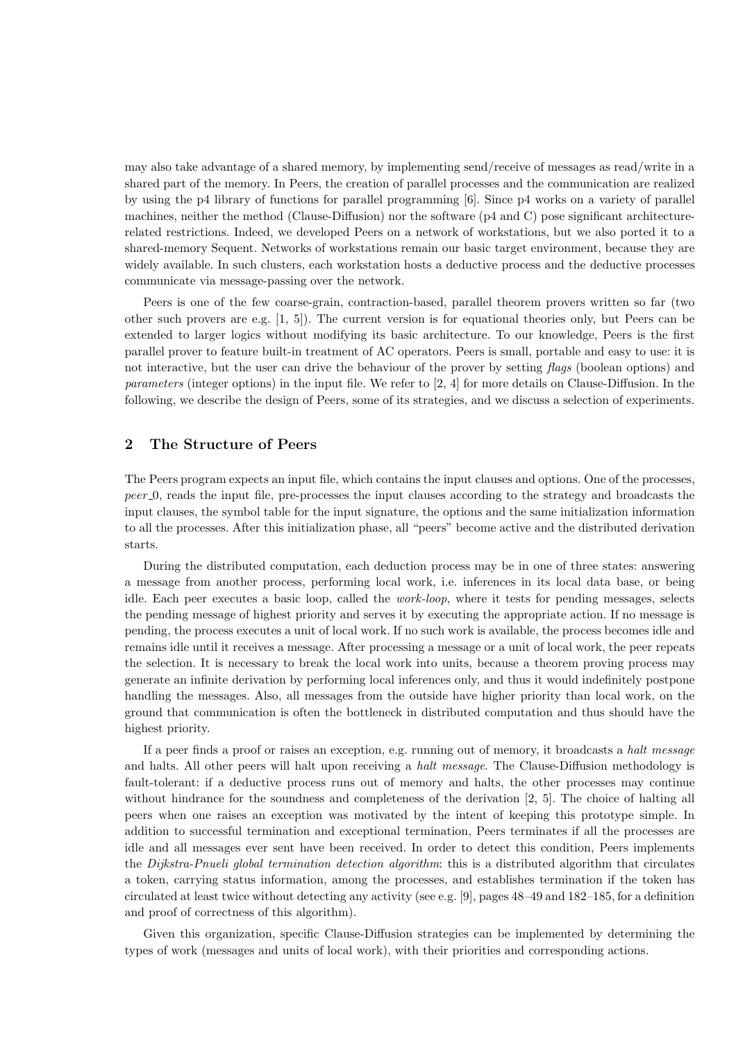may also take advantage of a shared memory, by implementing send/receive of messages as read/write in a shared part of the memory. In Peers, the creation of parallel processes and the communication are realized by using the p4 library of functions for parallel programming [6]. Since p4 works on a variety of parallel machines, neither the method (Clause-Diffusion) nor the software (p4 and C) pose significant architecture-related restrictions. Indeed, we developed Peers on a network of workstations, but we also ported it to a shared-memory Sequent. Networks of workstations remain our basic target environment, because they are widely available. In such clusters, each workstation hosts a deductive process and the deductive processes communicate via message-passing over the network.

Peers is one of the few coarse-grain, contraction-based, parallel theorem provers written so far (two other such provers are e.g. [1, 5]). The current version is for equational theories only, but Peers can be extended to larger logics without modifying its basic architecture. To our knowledge, Peers is the first parallel prover to feature built-in treatment of AC operators. Peers is small, portable and easy to use: it is not interactive, but the user can drive the behaviour of the prover by setting *flags* (boolean options) and *parameters* (integer options) in the input file. We refer to [2, 4] for more details on Clause-Diffusion. In the following, we describe the design of Peers, some of its strategies, and we discuss a selection of experiments.

## 2 The Structure of Peers

The Peers program expects an input file, which contains the input clauses and options. One of the processes, *peer_0*, reads the input file, pre-processes the input clauses according to the strategy and broadcasts the input clauses, the symbol table for the input signature, the options and the same initialization information to all the processes. After this initialization phase, all "peers" become active and the distributed derivation starts.

During the distributed computation, each deduction process may be in one of three states: answering a message from another process, performing local work, i.e. inferences in its local data base, or being idle. Each peer executes a basic loop, called the *work-loop*, where it tests for pending messages, selects the pending message of highest priority and serves it by executing the appropriate action. If no message is pending, the process executes a unit of local work. If no such work is available, the process becomes idle and remains idle until it receives a message. After processing a message or a unit of local work, the peer repeats the selection. It is necessary to break the local work into units, because a theorem proving process may generate an infinite derivation by performing local inferences only, and thus it would indefinitely postpone handling the messages. Also, all messages from the outside have higher priority than local work, on the ground that communication is often the bottleneck in distributed computation and thus should have the highest priority.

If a peer finds a proof or raises an exception, e.g. running out of memory, it broadcasts a *halt message* and halts. All other peers will halt upon receiving a *halt message*. The Clause-Diffusion methodology is fault-tolerant: if a deductive process runs out of memory and halts, the other processes may continue without hindrance for the soundness and completeness of the derivation [2, 5]. The choice of halting all peers when one raises an exception was motivated by the intent of keeping this prototype simple. In addition to successful termination and exceptional termination, Peers terminates if all the processes are idle and all messages ever sent have been received. In order to detect this condition, Peers implements the *Dijkstra-Pnueli global termination detection algorithm*: this is a distributed algorithm that circulates a token, carrying status information, among the processes, and establishes termination if the token has circulated at least twice without detecting any activity (see e.g. [9], pages 48–49 and 182–185, for a definition and proof of correctness of this algorithm).

Given this organization, specific Clause-Diffusion strategies can be implemented by determining the types of work (messages and units of local work), with their priorities and corresponding actions.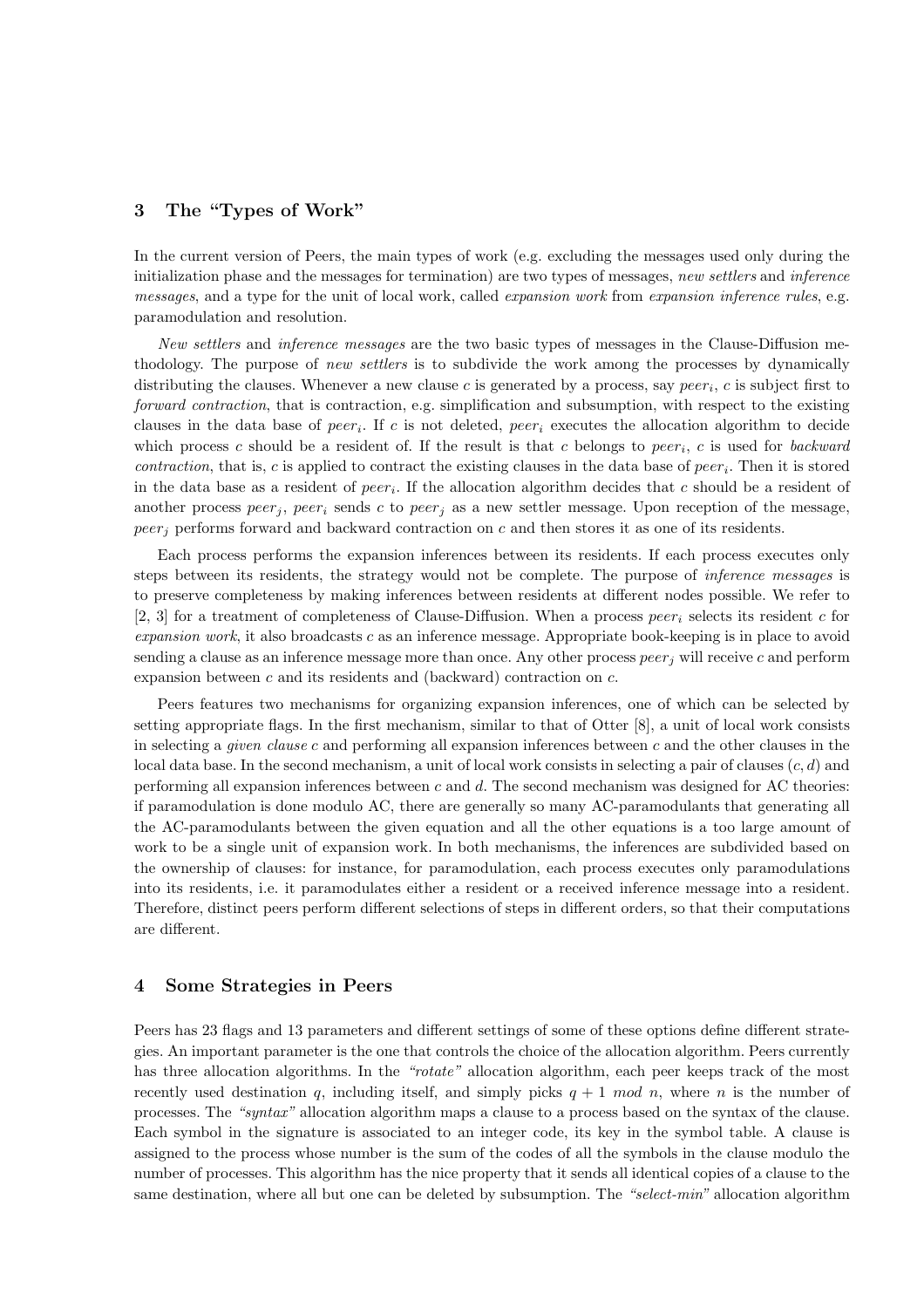## 3 The "Types of Work"

In the current version of Peers, the main types of work (e.g. excluding the messages used only during the initialization phase and the messages for termination) are two types of messages, *new settlers* and *inference messages*, and a type for the unit of local work, called *expansion work* from *expansion inference rules*, e.g. paramodulation and resolution.

*New settlers* and *inference messages* are the two basic types of messages in the Clause-Diffusion methodology. The purpose of *new settlers* is to subdivide the work among the processes by dynamically distributing the clauses. Whenever a new clause $c$ is generated by a process, say $peer_i$, $c$ is subject first to *forward contraction*, that is contraction, e.g. simplification and subsumption, with respect to the existing clauses in the data base of $peer_i$. If $c$ is not deleted, $peer_i$ executes the allocation algorithm to decide which process $c$ should be a resident of. If the result is that $c$ belongs to $peer_i$, $c$ is used for *backward contraction*, that is, $c$ is applied to contract the existing clauses in the data base of $peer_i$. Then it is stored in the data base as a resident of $peer_i$. If the allocation algorithm decides that $c$ should be a resident of another process $peer_j$, $peer_i$ sends $c$ to $peer_j$ as a new settler message. Upon reception of the message, $peer_j$ performs forward and backward contraction on $c$ and then stores it as one of its residents.

Each process performs the expansion inferences between its residents. If each process executes only steps between its residents, the strategy would not be complete. The purpose of *inference messages* is to preserve completeness by making inferences between residents at different nodes possible. We refer to [2, 3] for a treatment of completeness of Clause-Diffusion. When a process $peer_i$ selects its resident $c$ for *expansion work*, it also broadcasts $c$ as an inference message. Appropriate book-keeping is in place to avoid sending a clause as an inference message more than once. Any other process $peer_j$ will receive $c$ and perform expansion between $c$ and its residents and (backward) contraction on $c$.

Peers features two mechanisms for organizing expansion inferences, one of which can be selected by setting appropriate flags. In the first mechanism, similar to that of Otter [8], a unit of local work consists in selecting a *given clause* $c$ and performing all expansion inferences between $c$ and the other clauses in the local data base. In the second mechanism, a unit of local work consists in selecting a pair of clauses $(c, d)$ and performing all expansion inferences between $c$ and $d$. The second mechanism was designed for AC theories: if paramodulation is done modulo AC, there are generally so many AC-paramodulants that generating all the AC-paramodulants between the given equation and all the other equations is a too large amount of work to be a single unit of expansion work. In both mechanisms, the inferences are subdivided based on the ownership of clauses: for instance, for paramodulation, each process executes only paramodulations into its residents, i.e. it paramodulates either a resident or a received inference message into a resident. Therefore, distinct peers perform different selections of steps in different orders, so that their computations are different.

## 4 Some Strategies in Peers

Peers has 23 flags and 13 parameters and different settings of some of these options define different strategies. An important parameter is the one that controls the choice of the allocation algorithm. Peers currently has three allocation algorithms. In the *"rotate"* allocation algorithm, each peer keeps track of the most recently used destination $q$, including itself, and simply picks $q + 1 \ mod \ n$, where $n$ is the number of processes. The *"syntax"* allocation algorithm maps a clause to a process based on the syntax of the clause. Each symbol in the signature is associated to an integer code, its key in the symbol table. A clause is assigned to the process whose number is the sum of the codes of all the symbols in the clause modulo the number of processes. This algorithm has the nice property that it sends all identical copies of a clause to the same destination, where all but one can be deleted by subsumption. The *"select-min"* allocation algorithm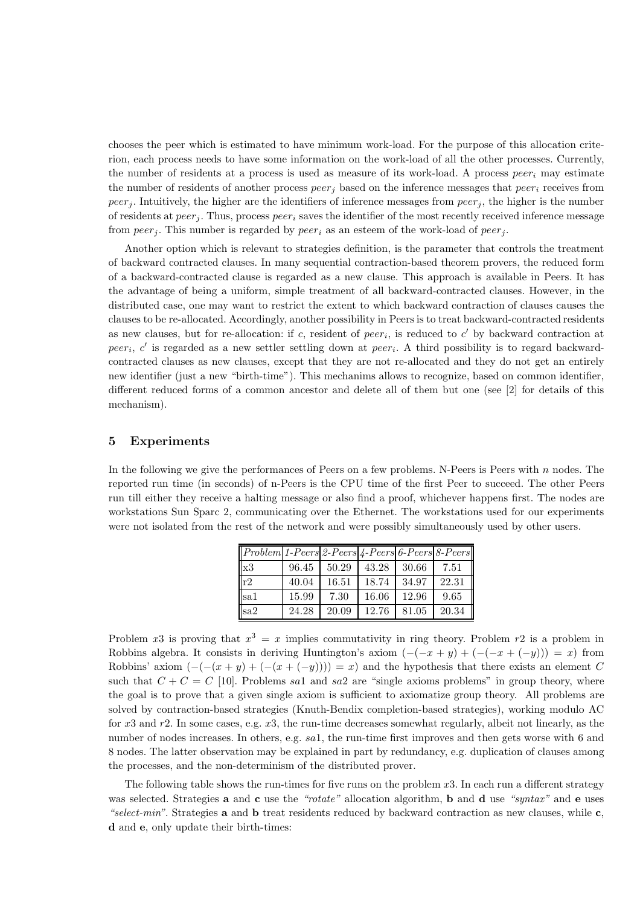chooses the peer which is estimated to have minimum work-load. For the purpose of this allocation criterion, each process needs to have some information on the work-load of all the other processes. Currently, the number of residents at a process is used as measure of its work-load. A process $peer_i$ may estimate the number of residents of another process $peer_j$ based on the inference messages that $peer_i$ receives from $peer_j$. Intuitively, the higher are the identifiers of inference messages from $peer_j$, the higher is the number of residents at $peer_j$. Thus, process $peer_i$ saves the identifier of the most recently received inference message from $peer_j$. This number is regarded by $peer_i$ as an esteem of the work-load of $peer_j$.

Another option which is relevant to strategies definition, is the parameter that controls the treatment of backward contracted clauses. In many sequential contraction-based theorem provers, the reduced form of a backward-contracted clause is regarded as a new clause. This approach is available in Peers. It has the advantage of being a uniform, simple treatment of all backward-contracted clauses. However, in the distributed case, one may want to restrict the extent to which backward contraction of clauses causes the clauses to be re-allocated. Accordingly, another possibility in Peers is to treat backward-contracted residents as new clauses, but for re-allocation: if $c$, resident of $peer_i$, is reduced to $c'$ by backward contraction at $peer_i$, $c'$ is regarded as a new settler settling down at $peer_i$. A third possibility is to regard backward-contracted clauses as new clauses, except that they are not re-allocated and they do not get an entirely new identifier (just a new "birth-time"). This mechanims allows to recognize, based on common identifier, different reduced forms of a common ancestor and delete all of them but one (see [2] for details of this mechanism).

## 5 Experiments

In the following we give the performances of Peers on a few problems. N-Peers is Peers with $n$ nodes. The reported run time (in seconds) of n-Peers is the CPU time of the first Peer to succeed. The other Peers run till either they receive a halting message or also find a proof, whichever happens first. The nodes are workstations Sun Sparc 2, communicating over the Ethernet. The workstations used for our experiments were not isolated from the rest of the network and were possibly simultaneously used by other users.

| *Problem* | *1-Peers* | *2-Peers* | *4-Peers* | *6-Peers* | *8-Peers* |
|---|---|---|---|---|---|
| x3 | 96.45 | 50.29 | 43.28 | 30.66 | 7.51 |
| r2 | 40.04 | 16.51 | 18.74 | 34.97 | 22.31 |
| sa1 | 15.99 | 7.30 | 16.06 | 12.96 | 9.65 |
| sa2 | 24.28 | 20.09 | 12.76 | 81.05 | 20.34 |

Problem $x3$ is proving that $x^3 = x$ implies commutativity in ring theory. Problem $r2$ is a problem in Robbins algebra. It consists in deriving Huntington's axiom $(-(-x+y)+(-(-x+(-y))) = x)$ from Robbins' axiom $(-(-(x+y)+(-(x+(-y)))) = x)$ and the hypothesis that there exists an element $C$ such that $C + C = C$ [10]. Problems $sa1$ and $sa2$ are "single axioms problems" in group theory, where the goal is to prove that a given single axiom is sufficient to axiomatize group theory. All problems are solved by contraction-based strategies (Knuth-Bendix completion-based strategies), working modulo AC for $x3$ and $r2$. In some cases, e.g. $x3$, the run-time decreases somewhat regularly, albeit not linearly, as the number of nodes increases. In others, e.g. $sa1$, the run-time first improves and then gets worse with 6 and 8 nodes. The latter observation may be explained in part by redundancy, e.g. duplication of clauses among the processes, and the non-determinism of the distributed prover.

The following table shows the run-times for five runs on the problem $x3$. In each run a different strategy was selected. Strategies **a** and **c** use the *"rotate"* allocation algorithm, **b** and **d** use *"syntax"* and **e** uses *"select-min"*. Strategies **a** and **b** treat residents reduced by backward contraction as new clauses, while **c**, **d** and **e**, only update their birth-times: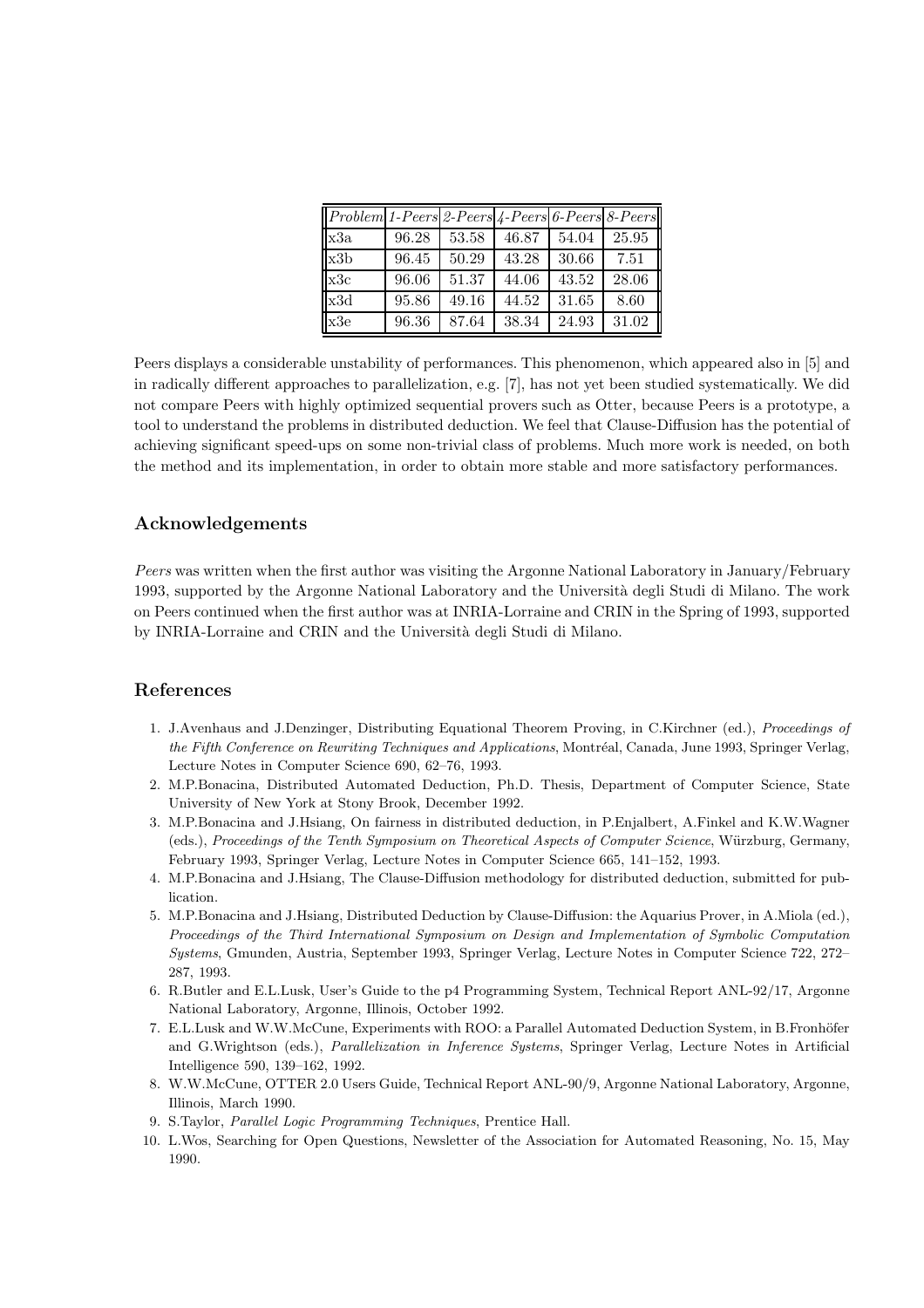| *Problem* | *1-Peers* | *2-Peers* | *4-Peers* | *6-Peers* | *8-Peers* |
|---|---|---|---|---|---|
| x3a | 96.28 | 53.58 | 46.87 | 54.04 | 25.95 |
| x3b | 96.45 | 50.29 | 43.28 | 30.66 | 7.51 |
| x3c | 96.06 | 51.37 | 44.06 | 43.52 | 28.06 |
| x3d | 95.86 | 49.16 | 44.52 | 31.65 | 8.60 |
| x3e | 96.36 | 87.64 | 38.34 | 24.93 | 31.02 |

Peers displays a considerable unstability of performances. This phenomenon, which appeared also in [5] and in radically different approaches to parallelization, e.g. [7], has not yet been studied systematically. We did not compare Peers with highly optimized sequential provers such as Otter, because Peers is a prototype, a tool to understand the problems in distributed deduction. We feel that Clause-Diffusion has the potential of achieving significant speed-ups on some non-trivial class of problems. Much more work is needed, on both the method and its implementation, in order to obtain more stable and more satisfactory performances.

## Acknowledgements

*Peers* was written when the first author was visiting the Argonne National Laboratory in January/February 1993, supported by the Argonne National Laboratory and the Università degli Studi di Milano. The work on Peers continued when the first author was at INRIA-Lorraine and CRIN in the Spring of 1993, supported by INRIA-Lorraine and CRIN and the Università degli Studi di Milano.

## References

1. J.Avenhaus and J.Denzinger, Distributing Equational Theorem Proving, in C.Kirchner (ed.), *Proceedings of the Fifth Conference on Rewriting Techniques and Applications*, Montréal, Canada, June 1993, Springer Verlag, Lecture Notes in Computer Science 690, 62–76, 1993.
2. M.P.Bonacina, Distributed Automated Deduction, Ph.D. Thesis, Department of Computer Science, State University of New York at Stony Brook, December 1992.
3. M.P.Bonacina and J.Hsiang, On fairness in distributed deduction, in P.Enjalbert, A.Finkel and K.W.Wagner (eds.), *Proceedings of the Tenth Symposium on Theoretical Aspects of Computer Science*, Würzburg, Germany, February 1993, Springer Verlag, Lecture Notes in Computer Science 665, 141–152, 1993.
4. M.P.Bonacina and J.Hsiang, The Clause-Diffusion methodology for distributed deduction, submitted for publication.
5. M.P.Bonacina and J.Hsiang, Distributed Deduction by Clause-Diffusion: the Aquarius Prover, in A.Miola (ed.), *Proceedings of the Third International Symposium on Design and Implementation of Symbolic Computation Systems*, Gmunden, Austria, September 1993, Springer Verlag, Lecture Notes in Computer Science 722, 272–287, 1993.
6. R.Butler and E.L.Lusk, User's Guide to the p4 Programming System, Technical Report ANL-92/17, Argonne National Laboratory, Argonne, Illinois, October 1992.
7. E.L.Lusk and W.W.McCune, Experiments with ROO: a Parallel Automated Deduction System, in B.Fronhöfer and G.Wrightson (eds.), *Parallelization in Inference Systems*, Springer Verlag, Lecture Notes in Artificial Intelligence 590, 139–162, 1992.
8. W.W.McCune, OTTER 2.0 Users Guide, Technical Report ANL-90/9, Argonne National Laboratory, Argonne, Illinois, March 1990.
9. S.Taylor, *Parallel Logic Programming Techniques*, Prentice Hall.
10. L.Wos, Searching for Open Questions, Newsletter of the Association for Automated Reasoning, No. 15, May 1990.